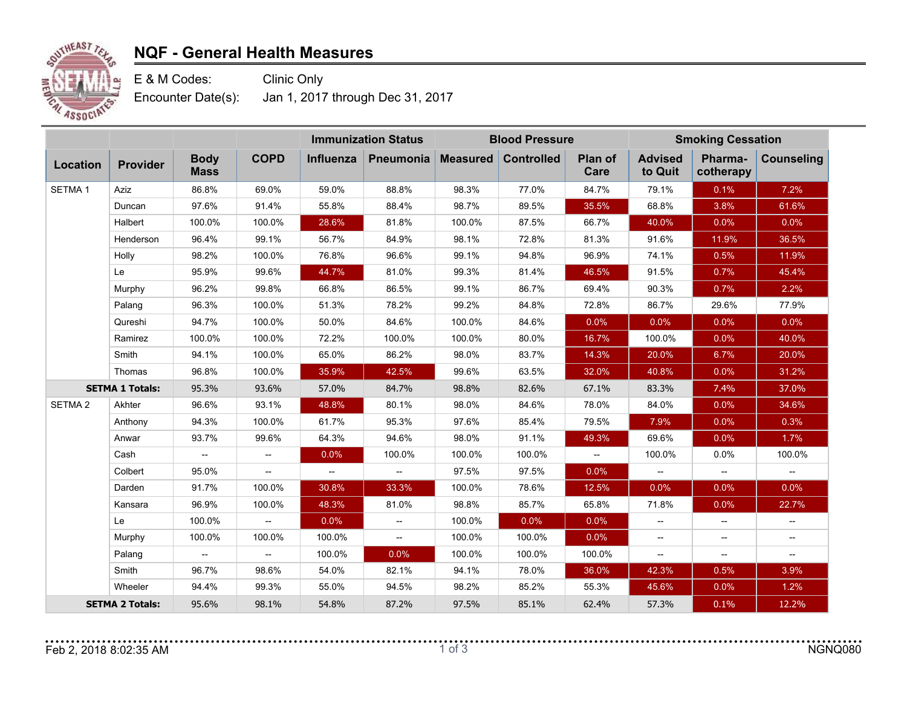# NQF - General Health Measures

E & M Codes: Clinic Only

Encounter Date(s): Jan 1, 2017 through Dec 31, 2017

| | | | | Immunization Status | | Blood Pressure | | | Smoking Cessation | | |
|---|---|---|---|---|---|---|---|---|---|---|---|
| **Location** | **Provider** | **Body Mass** | **COPD** | **Influenza** | **Pneumonia** | **Measured** | **Controlled** | **Plan of Care** | **Advised to Quit** | **Pharma-cotherapy** | **Counseling** |
| SETMA 1 | Aziz | 86.8% | 69.0% | 59.0% | 88.8% | 98.3% | 77.0% | 84.7% | 79.1% | 0.1% | 7.2% |
| | Duncan | 97.6% | 91.4% | 55.8% | 88.4% | 98.7% | 89.5% | 35.5% | 68.8% | 3.8% | 61.6% |
| | Halbert | 100.0% | 100.0% | 28.6% | 81.8% | 100.0% | 87.5% | 66.7% | 40.0% | 0.0% | 0.0% |
| | Henderson | 96.4% | 99.1% | 56.7% | 84.9% | 98.1% | 72.8% | 81.3% | 91.6% | 11.9% | 36.5% |
| | Holly | 98.2% | 100.0% | 76.8% | 96.6% | 99.1% | 94.8% | 96.9% | 74.1% | 0.5% | 11.9% |
| | Le | 95.9% | 99.6% | 44.7% | 81.0% | 99.3% | 81.4% | 46.5% | 91.5% | 0.7% | 45.4% |
| | Murphy | 96.2% | 99.8% | 66.8% | 86.5% | 99.1% | 86.7% | 69.4% | 90.3% | 0.7% | 2.2% |
| | Palang | 96.3% | 100.0% | 51.3% | 78.2% | 99.2% | 84.8% | 72.8% | 86.7% | 29.6% | 77.9% |
| | Qureshi | 94.7% | 100.0% | 50.0% | 84.6% | 100.0% | 84.6% | 0.0% | 0.0% | 0.0% | 0.0% |
| | Ramirez | 100.0% | 100.0% | 72.2% | 100.0% | 100.0% | 80.0% | 16.7% | 100.0% | 0.0% | 40.0% |
| | Smith | 94.1% | 100.0% | 65.0% | 86.2% | 98.0% | 83.7% | 14.3% | 20.0% | 6.7% | 20.0% |
| | Thomas | 96.8% | 100.0% | 35.9% | 42.5% | 99.6% | 63.5% | 32.0% | 40.8% | 0.0% | 31.2% |
| **SETMA 1 Totals:** | | 95.3% | 93.6% | 57.0% | 84.7% | 98.8% | 82.6% | 67.1% | 83.3% | 7.4% | 37.0% |
| SETMA 2 | Akhter | 96.6% | 93.1% | 48.8% | 80.1% | 98.0% | 84.6% | 78.0% | 84.0% | 0.0% | 34.6% |
| | Anthony | 94.3% | 100.0% | 61.7% | 95.3% | 97.6% | 85.4% | 79.5% | 7.9% | 0.0% | 0.3% |
| | Anwar | 93.7% | 99.6% | 64.3% | 94.6% | 98.0% | 91.1% | 49.3% | 69.6% | 0.0% | 1.7% |
| | Cash | -- | -- | 0.0% | 100.0% | 100.0% | 100.0% | -- | 100.0% | 0.0% | 100.0% |
| | Colbert | 95.0% | -- | -- | -- | 97.5% | 97.5% | 0.0% | -- | -- | -- |
| | Darden | 91.7% | 100.0% | 30.8% | 33.3% | 100.0% | 78.6% | 12.5% | 0.0% | 0.0% | 0.0% |
| | Kansara | 96.9% | 100.0% | 48.3% | 81.0% | 98.8% | 85.7% | 65.8% | 71.8% | 0.0% | 22.7% |
| | Le | 100.0% | -- | 0.0% | -- | 100.0% | 0.0% | 0.0% | -- | -- | -- |
| | Murphy | 100.0% | 100.0% | 100.0% | -- | 100.0% | 100.0% | 0.0% | -- | -- | -- |
| | Palang | -- | -- | 100.0% | 0.0% | 100.0% | 100.0% | 100.0% | -- | -- | -- |
| | Smith | 96.7% | 98.6% | 54.0% | 82.1% | 94.1% | 78.0% | 36.0% | 42.3% | 0.5% | 3.9% |
| | Wheeler | 94.4% | 99.3% | 55.0% | 94.5% | 98.2% | 85.2% | 55.3% | 45.6% | 0.0% | 1.2% |
| **SETMA 2 Totals:** | | 95.6% | 98.1% | 54.8% | 87.2% | 97.5% | 85.1% | 62.4% | 57.3% | 0.1% | 12.2% |

Feb 2, 2018 8:02:35 AM NGNQ080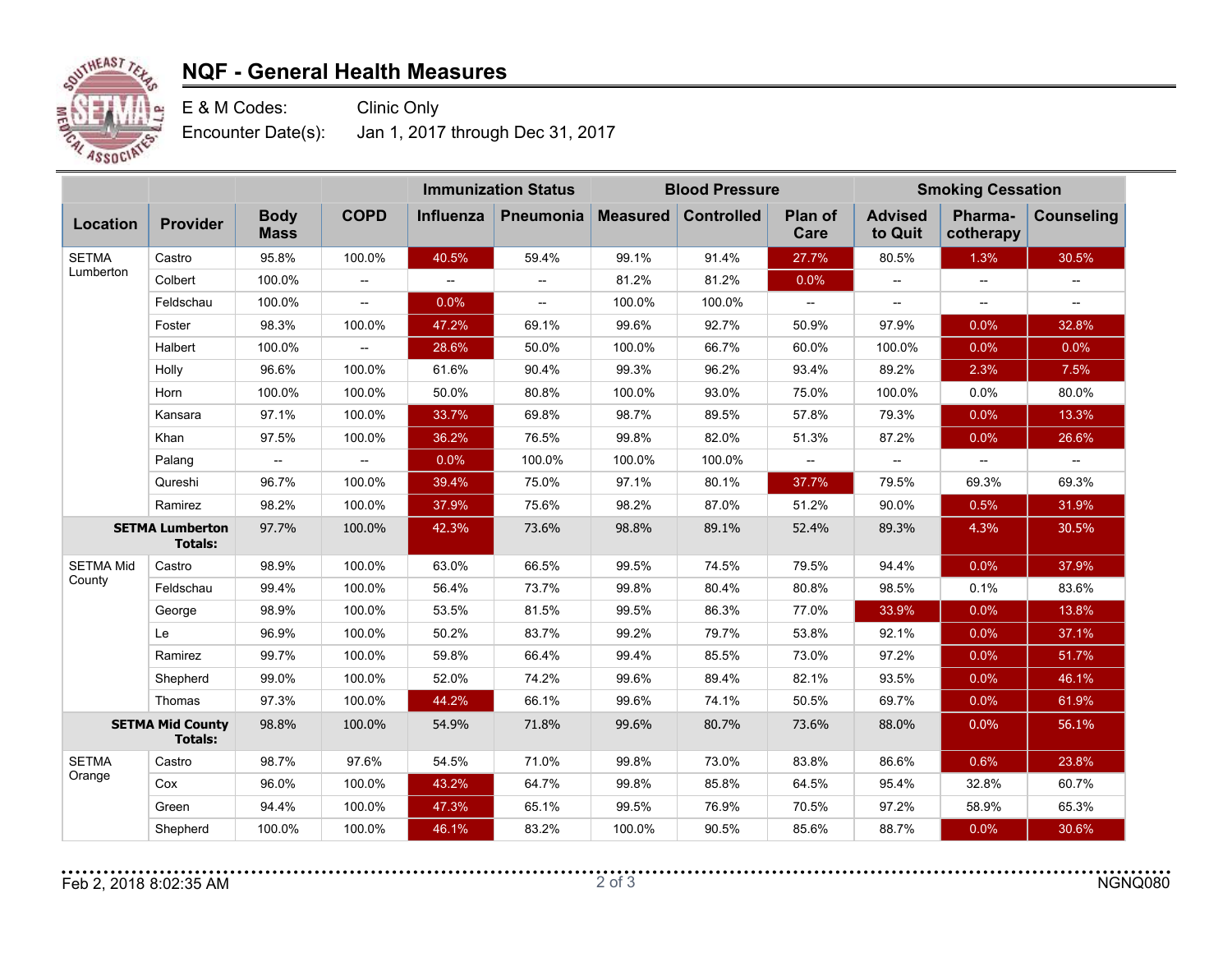# NQF - General Health Measures

E & M Codes: Clinic Only

Encounter Date(s): Jan 1, 2017 through Dec 31, 2017

| | | | | Immunization Status | | Blood Pressure | | | Smoking Cessation | | |
|---|---|---|---|---|---|---|---|---|---|---|---|
| **Location** | **Provider** | **Body Mass** | **COPD** | **Influenza** | **Pneumonia** | **Measured** | **Controlled** | **Plan of Care** | **Advised to Quit** | **Pharma-cotherapy** | **Counseling** |
| SETMA Lumberton | Castro | 95.8% | 100.0% | 40.5% | 59.4% | 99.1% | 91.4% | 27.7% | 80.5% | 1.3% | 30.5% |
| | Colbert | 100.0% | -- | -- | -- | 81.2% | 81.2% | 0.0% | -- | -- | -- |
| | Feldschau | 100.0% | -- | 0.0% | -- | 100.0% | 100.0% | -- | -- | -- | -- |
| | Foster | 98.3% | 100.0% | 47.2% | 69.1% | 99.6% | 92.7% | 50.9% | 97.9% | 0.0% | 32.8% |
| | Halbert | 100.0% | -- | 28.6% | 50.0% | 100.0% | 66.7% | 60.0% | 100.0% | 0.0% | 0.0% |
| | Holly | 96.6% | 100.0% | 61.6% | 90.4% | 99.3% | 96.2% | 93.4% | 89.2% | 2.3% | 7.5% |
| | Horn | 100.0% | 100.0% | 50.0% | 80.8% | 100.0% | 93.0% | 75.0% | 100.0% | 0.0% | 80.0% |
| | Kansara | 97.1% | 100.0% | 33.7% | 69.8% | 98.7% | 89.5% | 57.8% | 79.3% | 0.0% | 13.3% |
| | Khan | 97.5% | 100.0% | 36.2% | 76.5% | 99.8% | 82.0% | 51.3% | 87.2% | 0.0% | 26.6% |
| | Palang | -- | -- | 0.0% | 100.0% | 100.0% | 100.0% | -- | -- | -- | -- |
| | Qureshi | 96.7% | 100.0% | 39.4% | 75.0% | 97.1% | 80.1% | 37.7% | 79.5% | 69.3% | 69.3% |
| | Ramirez | 98.2% | 100.0% | 37.9% | 75.6% | 98.2% | 87.0% | 51.2% | 90.0% | 0.5% | 31.9% |
| **SETMA Lumberton Totals:** | | 97.7% | 100.0% | 42.3% | 73.6% | 98.8% | 89.1% | 52.4% | 89.3% | 4.3% | 30.5% |
| SETMA Mid County | Castro | 98.9% | 100.0% | 63.0% | 66.5% | 99.5% | 74.5% | 79.5% | 94.4% | 0.0% | 37.9% |
| | Feldschau | 99.4% | 100.0% | 56.4% | 73.7% | 99.8% | 80.4% | 80.8% | 98.5% | 0.1% | 83.6% |
| | George | 98.9% | 100.0% | 53.5% | 81.5% | 99.5% | 86.3% | 77.0% | 33.9% | 0.0% | 13.8% |
| | Le | 96.9% | 100.0% | 50.2% | 83.7% | 99.2% | 79.7% | 53.8% | 92.1% | 0.0% | 37.1% |
| | Ramirez | 99.7% | 100.0% | 59.8% | 66.4% | 99.4% | 85.5% | 73.0% | 97.2% | 0.0% | 51.7% |
| | Shepherd | 99.0% | 100.0% | 52.0% | 74.2% | 99.6% | 89.4% | 82.1% | 93.5% | 0.0% | 46.1% |
| | Thomas | 97.3% | 100.0% | 44.2% | 66.1% | 99.6% | 74.1% | 50.5% | 69.7% | 0.0% | 61.9% |
| **SETMA Mid County Totals:** | | 98.8% | 100.0% | 54.9% | 71.8% | 99.6% | 80.7% | 73.6% | 88.0% | 0.0% | 56.1% |
| SETMA Orange | Castro | 98.7% | 97.6% | 54.5% | 71.0% | 99.8% | 73.0% | 83.8% | 86.6% | 0.6% | 23.8% |
| | Cox | 96.0% | 100.0% | 43.2% | 64.7% | 99.8% | 85.8% | 64.5% | 95.4% | 32.8% | 60.7% |
| | Green | 94.4% | 100.0% | 47.3% | 65.1% | 99.5% | 76.9% | 70.5% | 97.2% | 58.9% | 65.3% |
| | Shepherd | 100.0% | 100.0% | 46.1% | 83.2% | 100.0% | 90.5% | 85.6% | 88.7% | 0.0% | 30.6% |

Feb 2, 2018 8:02:35 AM NGNQ080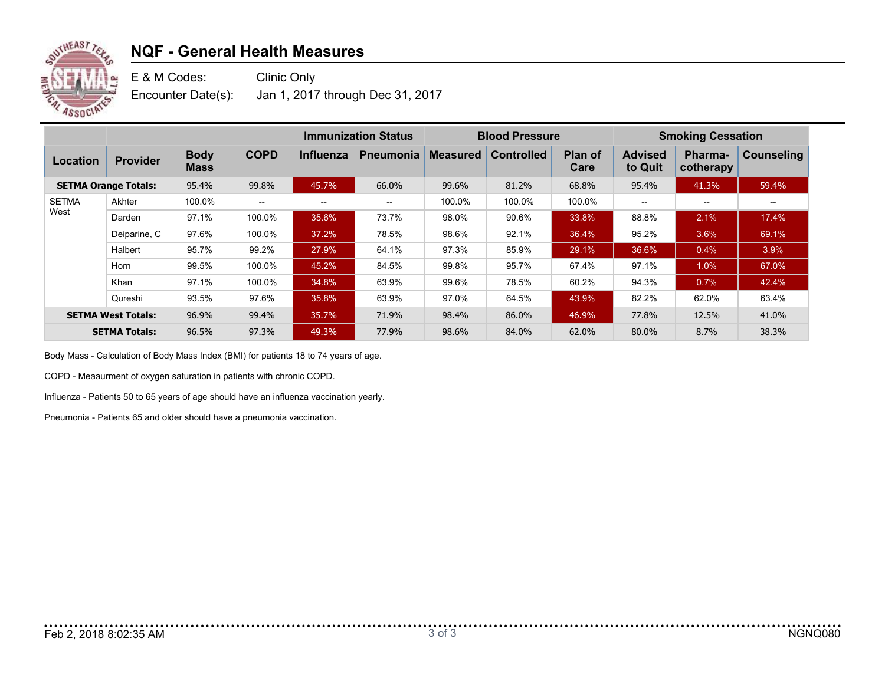## NQF - General Health Measures

E & M Codes: Clinic Only

Encounter Date(s): Jan 1, 2017 through Dec 31, 2017

| | | | | Immunization Status | | Blood Pressure | | | Smoking Cessation | | |
|---|---|---|---|---|---|---|---|---|---|---|---|
| **Location** | **Provider** | **Body Mass** | **COPD** | **Influenza** | **Pneumonia** | **Measured** | **Controlled** | **Plan of Care** | **Advised to Quit** | **Pharma-cotherapy** | **Counseling** |
| **SETMA Orange Totals:** | | 95.4% | 99.8% | 45.7% | 66.0% | 99.6% | 81.2% | 68.8% | 95.4% | 41.3% | 59.4% |
| SETMA West | Akhter | 100.0% | -- | -- | -- | 100.0% | 100.0% | 100.0% | -- | -- | -- |
| | Darden | 97.1% | 100.0% | 35.6% | 73.7% | 98.0% | 90.6% | 33.8% | 88.8% | 2.1% | 17.4% |
| | Deiparine, C | 97.6% | 100.0% | 37.2% | 78.5% | 98.6% | 92.1% | 36.4% | 95.2% | 3.6% | 69.1% |
| | Halbert | 95.7% | 99.2% | 27.9% | 64.1% | 97.3% | 85.9% | 29.1% | 36.6% | 0.4% | 3.9% |
| | Horn | 99.5% | 100.0% | 45.2% | 84.5% | 99.8% | 95.7% | 67.4% | 97.1% | 1.0% | 67.0% |
| | Khan | 97.1% | 100.0% | 34.8% | 63.9% | 99.6% | 78.5% | 60.2% | 94.3% | 0.7% | 42.4% |
| | Qureshi | 93.5% | 97.6% | 35.8% | 63.9% | 97.0% | 64.5% | 43.9% | 82.2% | 62.0% | 63.4% |
| **SETMA West Totals:** | | 96.9% | 99.4% | 35.7% | 71.9% | 98.4% | 86.0% | 46.9% | 77.8% | 12.5% | 41.0% |
| **SETMA Totals:** | | 96.5% | 97.3% | 49.3% | 77.9% | 98.6% | 84.0% | 62.0% | 80.0% | 8.7% | 38.3% |

Body Mass - Calculation of Body Mass Index (BMI) for patients 18 to 74 years of age.

COPD - Meaaurment of oxygen saturation in patients with chronic COPD.

Influenza - Patients 50 to 65 years of age should have an influenza vaccination yearly.

Pneumonia - Patients 65 and older should have a pneumonia vaccination.

Feb 2, 2018 8:02:35 AM NGNQ080